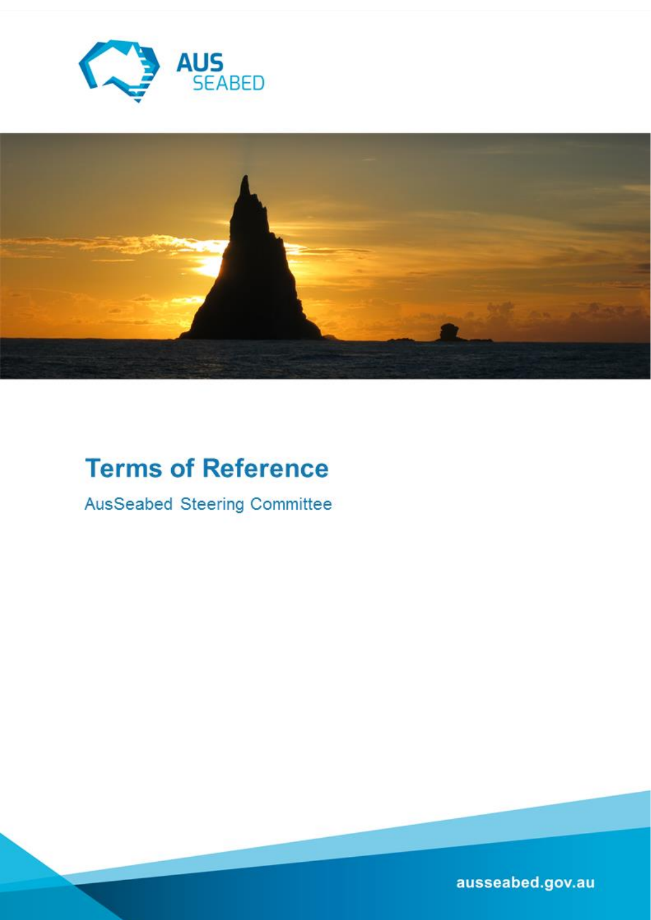AUS SEABED

# Terms of Reference

AusSeabed Steering Committee

ausseabed.gov.au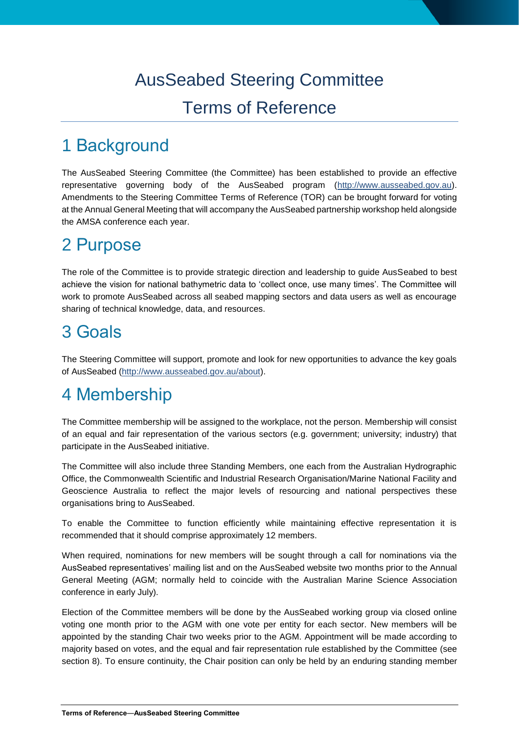# AusSeabed Steering Committee Terms of Reference

## 1 Background

The AusSeabed Steering Committee (the Committee) has been established to provide an effective representative governing body of the AusSeabed program (http://www.ausseabed.gov.au). Amendments to the Steering Committee Terms of Reference (TOR) can be brought forward for voting at the Annual General Meeting that will accompany the AusSeabed partnership workshop held alongside the AMSA conference each year.

## 2 Purpose

The role of the Committee is to provide strategic direction and leadership to guide AusSeabed to best achieve the vision for national bathymetric data to 'collect once, use many times'. The Committee will work to promote AusSeabed across all seabed mapping sectors and data users as well as encourage sharing of technical knowledge, data, and resources.

## 3 Goals

The Steering Committee will support, promote and look for new opportunities to advance the key goals of AusSeabed (http://www.ausseabed.gov.au/about).

## 4 Membership

The Committee membership will be assigned to the workplace, not the person. Membership will consist of an equal and fair representation of the various sectors (e.g. government; university; industry) that participate in the AusSeabed initiative.

The Committee will also include three Standing Members, one each from the Australian Hydrographic Office, the Commonwealth Scientific and Industrial Research Organisation/Marine National Facility and Geoscience Australia to reflect the major levels of resourcing and national perspectives these organisations bring to AusSeabed.

To enable the Committee to function efficiently while maintaining effective representation it is recommended that it should comprise approximately 12 members.

When required, nominations for new members will be sought through a call for nominations via the AusSeabed representatives' mailing list and on the AusSeabed website two months prior to the Annual General Meeting (AGM; normally held to coincide with the Australian Marine Science Association conference in early July).

Election of the Committee members will be done by the AusSeabed working group via closed online voting one month prior to the AGM with one vote per entity for each sector. New members will be appointed by the standing Chair two weeks prior to the AGM. Appointment will be made according to majority based on votes, and the equal and fair representation rule established by the Committee (see section 8). To ensure continuity, the Chair position can only be held by an enduring standing member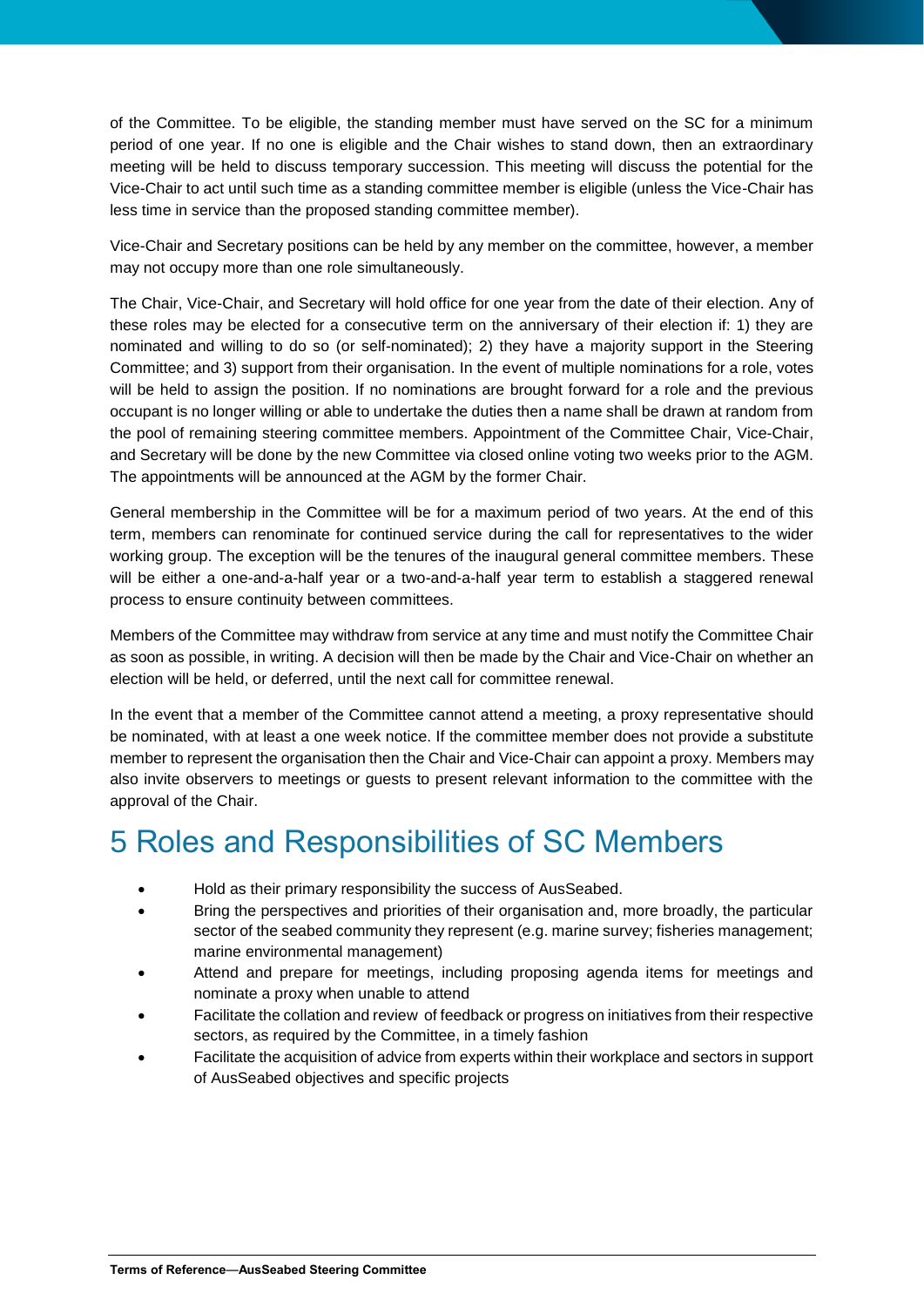of the Committee. To be eligible, the standing member must have served on the SC for a minimum period of one year. If no one is eligible and the Chair wishes to stand down, then an extraordinary meeting will be held to discuss temporary succession. This meeting will discuss the potential for the Vice-Chair to act until such time as a standing committee member is eligible (unless the Vice-Chair has less time in service than the proposed standing committee member).

Vice-Chair and Secretary positions can be held by any member on the committee, however, a member may not occupy more than one role simultaneously.

The Chair, Vice-Chair, and Secretary will hold office for one year from the date of their election. Any of these roles may be elected for a consecutive term on the anniversary of their election if: 1) they are nominated and willing to do so (or self-nominated); 2) they have a majority support in the Steering Committee; and 3) support from their organisation. In the event of multiple nominations for a role, votes will be held to assign the position. If no nominations are brought forward for a role and the previous occupant is no longer willing or able to undertake the duties then a name shall be drawn at random from the pool of remaining steering committee members. Appointment of the Committee Chair, Vice-Chair, and Secretary will be done by the new Committee via closed online voting two weeks prior to the AGM. The appointments will be announced at the AGM by the former Chair.

General membership in the Committee will be for a maximum period of two years. At the end of this term, members can renominate for continued service during the call for representatives to the wider working group. The exception will be the tenures of the inaugural general committee members. These will be either a one-and-a-half year or a two-and-a-half year term to establish a staggered renewal process to ensure continuity between committees.

Members of the Committee may withdraw from service at any time and must notify the Committee Chair as soon as possible, in writing. A decision will then be made by the Chair and Vice-Chair on whether an election will be held, or deferred, until the next call for committee renewal.

In the event that a member of the Committee cannot attend a meeting, a proxy representative should be nominated, with at least a one week notice. If the committee member does not provide a substitute member to represent the organisation then the Chair and Vice-Chair can appoint a proxy. Members may also invite observers to meetings or guests to present relevant information to the committee with the approval of the Chair.

# 5 Roles and Responsibilities of SC Members

- Hold as their primary responsibility the success of AusSeabed.
- Bring the perspectives and priorities of their organisation and, more broadly, the particular sector of the seabed community they represent (e.g. marine survey; fisheries management; marine environmental management)
- Attend and prepare for meetings, including proposing agenda items for meetings and nominate a proxy when unable to attend
- Facilitate the collation and review of feedback or progress on initiatives from their respective sectors, as required by the Committee, in a timely fashion
- Facilitate the acquisition of advice from experts within their workplace and sectors in support of AusSeabed objectives and specific projects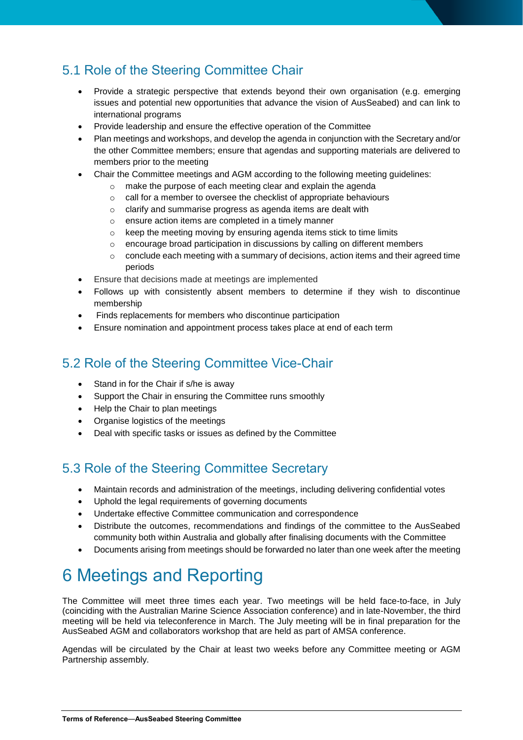## 5.1 Role of the Steering Committee Chair

- Provide a strategic perspective that extends beyond their own organisation (e.g. emerging issues and potential new opportunities that advance the vision of AusSeabed) and can link to international programs
- Provide leadership and ensure the effective operation of the Committee
- Plan meetings and workshops, and develop the agenda in conjunction with the Secretary and/or the other Committee members; ensure that agendas and supporting materials are delivered to members prior to the meeting
- Chair the Committee meetings and AGM according to the following meeting guidelines:
  - make the purpose of each meeting clear and explain the agenda
  - call for a member to oversee the checklist of appropriate behaviours
  - clarify and summarise progress as agenda items are dealt with
  - ensure action items are completed in a timely manner
  - keep the meeting moving by ensuring agenda items stick to time limits
  - encourage broad participation in discussions by calling on different members
  - conclude each meeting with a summary of decisions, action items and their agreed time periods
- Ensure that decisions made at meetings are implemented
- Follows up with consistently absent members to determine if they wish to discontinue membership
- Finds replacements for members who discontinue participation
- Ensure nomination and appointment process takes place at end of each term

## 5.2 Role of the Steering Committee Vice-Chair

- Stand in for the Chair if s/he is away
- Support the Chair in ensuring the Committee runs smoothly
- Help the Chair to plan meetings
- Organise logistics of the meetings
- Deal with specific tasks or issues as defined by the Committee

## 5.3 Role of the Steering Committee Secretary

- Maintain records and administration of the meetings, including delivering confidential votes
- Uphold the legal requirements of governing documents
- Undertake effective Committee communication and correspondence
- Distribute the outcomes, recommendations and findings of the committee to the AusSeabed community both within Australia and globally after finalising documents with the Committee
- Documents arising from meetings should be forwarded no later than one week after the meeting

# 6 Meetings and Reporting

The Committee will meet three times each year. Two meetings will be held face-to-face, in July (coinciding with the Australian Marine Science Association conference) and in late-November, the third meeting will be held via teleconference in March. The July meeting will be in final preparation for the AusSeabed AGM and collaborators workshop that are held as part of AMSA conference.

Agendas will be circulated by the Chair at least two weeks before any Committee meeting or AGM Partnership assembly.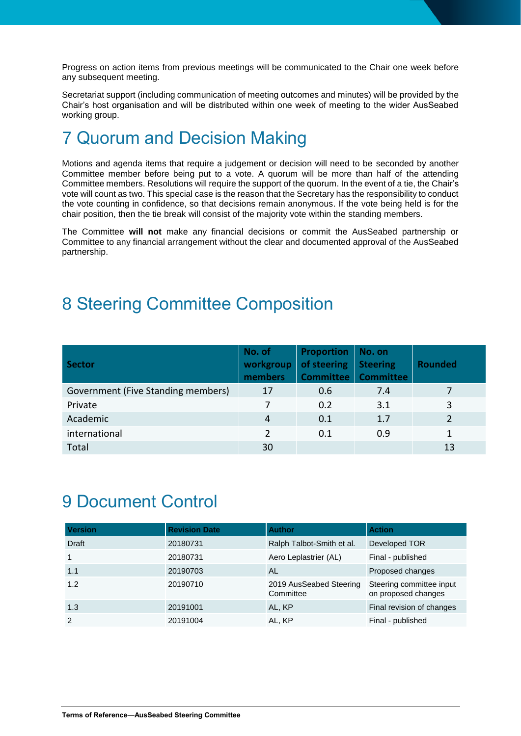Progress on action items from previous meetings will be communicated to the Chair one week before any subsequent meeting.

Secretariat support (including communication of meeting outcomes and minutes) will be provided by the Chair's host organisation and will be distributed within one week of meeting to the wider AusSeabed working group.

# 7 Quorum and Decision Making

Motions and agenda items that require a judgement or decision will need to be seconded by another Committee member before being put to a vote. A quorum will be more than half of the attending Committee members. Resolutions will require the support of the quorum. In the event of a tie, the Chair's vote will count as two. This special case is the reason that the Secretary has the responsibility to conduct the vote counting in confidence, so that decisions remain anonymous. If the vote being held is for the chair position, then the tie break will consist of the majority vote within the standing members.

The Committee **will not** make any financial decisions or commit the AusSeabed partnership or Committee to any financial arrangement without the clear and documented approval of the AusSeabed partnership.

# 8 Steering Committee Composition

| Sector | No. of workgroup members | Proportion of steering Committee | No. on Steering Committee | Rounded |
|---|---|---|---|---|
| Government (Five Standing members) | 17 | 0.6 | 7.4 | 7 |
| Private | 7 | 0.2 | 3.1 | 3 |
| Academic | 4 | 0.1 | 1.7 | 2 |
| international | 2 | 0.1 | 0.9 | 1 |
| Total | 30 | | | 13 |

# 9 Document Control

| Version | Revision Date | Author | Action |
|---|---|---|---|
| Draft | 20180731 | Ralph Talbot-Smith et al. | Developed TOR |
| 1 | 20180731 | Aero Leplastrier (AL) | Final - published |
| 1.1 | 20190703 | AL | Proposed changes |
| 1.2 | 20190710 | 2019 AusSeabed Steering Committee | Steering committee input on proposed changes |
| 1.3 | 20191001 | AL, KP | Final revision of changes |
| 2 | 20191004 | AL, KP | Final - published |